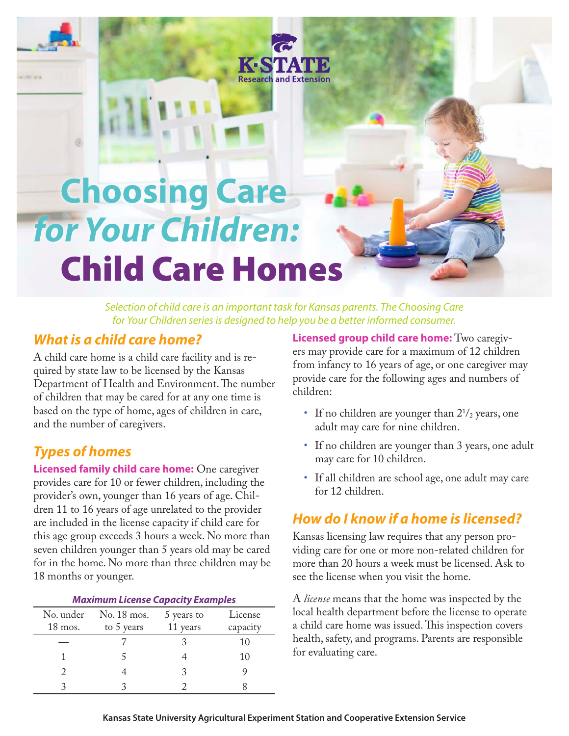# Choosing Care *for Your Children:* Child Care Homes

*Selection of child care is an important task for Kansas parents. The Choosing Care for Your Children series is designed to help you be a better informed consumer.*

## *What is a child care home?*

A child care home is a child care facility and is required by state law to be licensed by the Kansas Department of Health and Environment. The number of children that may be cared for at any one time is based on the type of home, ages of children in care, and the number of caregivers.

## *Types of homes*

**Licensed family child care home:** One caregiver provides care for 10 or fewer children, including the provider's own, younger than 16 years of age. Children 11 to 16 years of age unrelated to the provider are included in the license capacity if child care for this age group exceeds 3 hours a week. No more than seven children younger than 5 years old may be cared for in the home. No more than three children may be 18 months or younger.

***Maximum License Capacity Examples***

| No. under 18 mos. | No. 18 mos. to 5 years | 5 years to 11 years | License capacity |
|---|---|---|---|
| — | 7 | 3 | 10 |
| 1 | 5 | 4 | 10 |
| 2 | 4 | 3 | 9 |
| 3 | 3 | 2 | 8 |

**Licensed group child care home:** Two caregivers may provide care for a maximum of 12 children from infancy to 16 years of age, or one caregiver may provide care for the following ages and numbers of children:

- If no children are younger than $2^1/_2$ years, one adult may care for nine children.
- If no children are younger than 3 years, one adult may care for 10 children.
- If all children are school age, one adult may care for 12 children.

## *How do I know if a home is licensed?*

Kansas licensing law requires that any person providing care for one or more non-related children for more than 20 hours a week must be licensed. Ask to see the license when you visit the home.

A *license* means that the home was inspected by the local health department before the license to operate a child care home was issued. This inspection covers health, safety, and programs. Parents are responsible for evaluating care.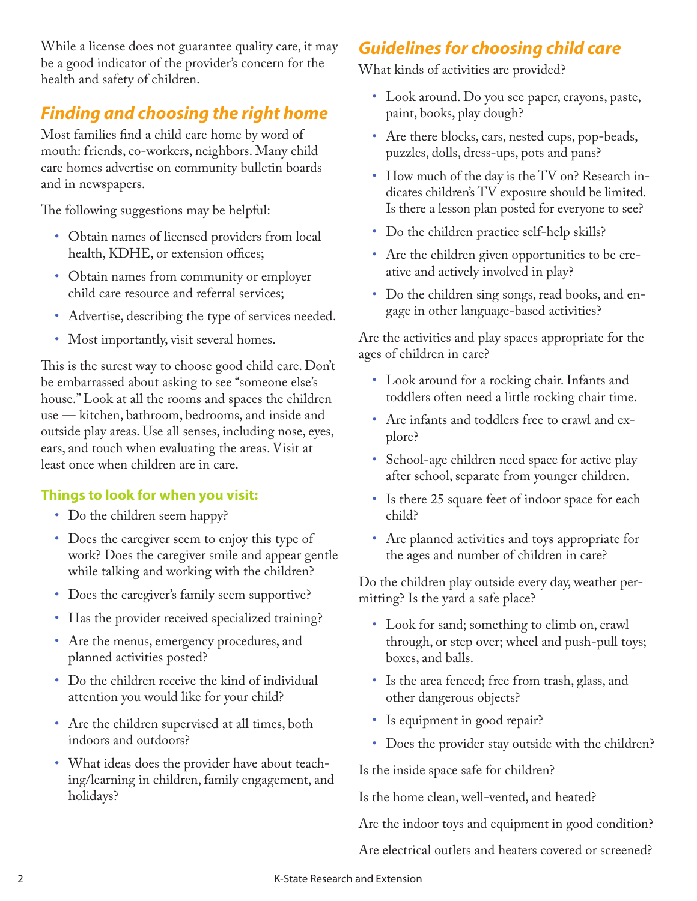While a license does not guarantee quality care, it may be a good indicator of the provider's concern for the health and safety of children.

## Finding and choosing the right home

Most families find a child care home by word of mouth: friends, co-workers, neighbors. Many child care homes advertise on community bulletin boards and in newspapers.

The following suggestions may be helpful:

- Obtain names of licensed providers from local health, KDHE, or extension offices;
- Obtain names from community or employer child care resource and referral services;
- Advertise, describing the type of services needed.
- Most importantly, visit several homes.

This is the surest way to choose good child care. Don't be embarrassed about asking to see "someone else's house." Look at all the rooms and spaces the children use — kitchen, bathroom, bedrooms, and inside and outside play areas. Use all senses, including nose, eyes, ears, and touch when evaluating the areas. Visit at least once when children are in care.

### Things to look for when you visit:

- Do the children seem happy?
- Does the caregiver seem to enjoy this type of work? Does the caregiver smile and appear gentle while talking and working with the children?
- Does the caregiver's family seem supportive?
- Has the provider received specialized training?
- Are the menus, emergency procedures, and planned activities posted?
- Do the children receive the kind of individual attention you would like for your child?
- Are the children supervised at all times, both indoors and outdoors?
- What ideas does the provider have about teaching/learning in children, family engagement, and holidays?

## Guidelines for choosing child care

What kinds of activities are provided?

- Look around. Do you see paper, crayons, paste, paint, books, play dough?
- Are there blocks, cars, nested cups, pop-beads, puzzles, dolls, dress-ups, pots and pans?
- How much of the day is the TV on? Research indicates children's TV exposure should be limited. Is there a lesson plan posted for everyone to see?
- Do the children practice self-help skills?
- Are the children given opportunities to be creative and actively involved in play?
- Do the children sing songs, read books, and engage in other language-based activities?

Are the activities and play spaces appropriate for the ages of children in care?

- Look around for a rocking chair. Infants and toddlers often need a little rocking chair time.
- Are infants and toddlers free to crawl and explore?
- School-age children need space for active play after school, separate from younger children.
- Is there 25 square feet of indoor space for each child?
- Are planned activities and toys appropriate for the ages and number of children in care?

Do the children play outside every day, weather permitting? Is the yard a safe place?

- Look for sand; something to climb on, crawl through, or step over; wheel and push-pull toys; boxes, and balls.
- Is the area fenced; free from trash, glass, and other dangerous objects?
- Is equipment in good repair?
- Does the provider stay outside with the children?

Is the inside space safe for children?

Is the home clean, well-vented, and heated?

Are the indoor toys and equipment in good condition?

Are electrical outlets and heaters covered or screened?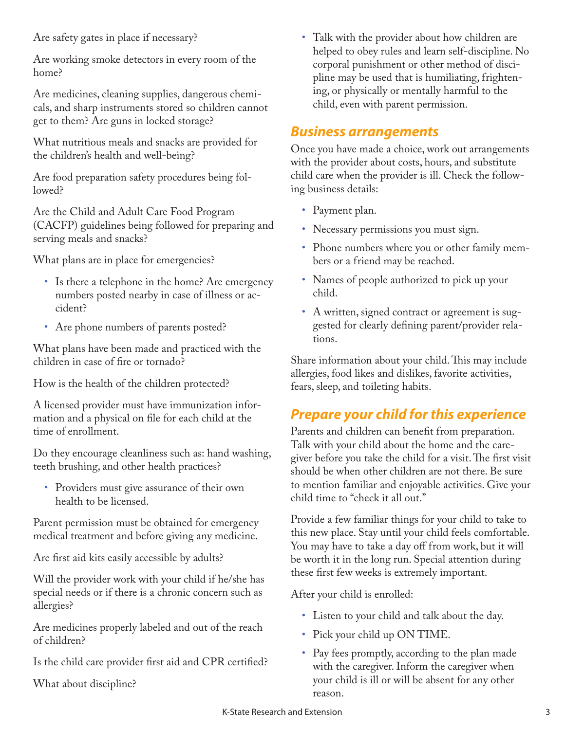Are safety gates in place if necessary?

Are working smoke detectors in every room of the home?

Are medicines, cleaning supplies, dangerous chemicals, and sharp instruments stored so children cannot get to them? Are guns in locked storage?

What nutritious meals and snacks are provided for the children's health and well-being?

Are food preparation safety procedures being followed?

Are the Child and Adult Care Food Program (CACFP) guidelines being followed for preparing and serving meals and snacks?

What plans are in place for emergencies?

- Is there a telephone in the home? Are emergency numbers posted nearby in case of illness or accident?
- Are phone numbers of parents posted?

What plans have been made and practiced with the children in case of fire or tornado?

How is the health of the children protected?

A licensed provider must have immunization information and a physical on file for each child at the time of enrollment.

Do they encourage cleanliness such as: hand washing, teeth brushing, and other health practices?

- Providers must give assurance of their own health to be licensed.

Parent permission must be obtained for emergency medical treatment and before giving any medicine.

Are first aid kits easily accessible by adults?

Will the provider work with your child if he/she has special needs or if there is a chronic concern such as allergies?

Are medicines properly labeled and out of the reach of children?

Is the child care provider first aid and CPR certified?

What about discipline?

- Talk with the provider about how children are helped to obey rules and learn self-discipline. No corporal punishment or other method of discipline may be used that is humiliating, frightening, or physically or mentally harmful to the child, even with parent permission.

## *Business arrangements*

Once you have made a choice, work out arrangements with the provider about costs, hours, and substitute child care when the provider is ill. Check the following business details:

- Payment plan.
- Necessary permissions you must sign.
- Phone numbers where you or other family members or a friend may be reached.
- Names of people authorized to pick up your child.
- A written, signed contract or agreement is suggested for clearly defining parent/provider relations.

Share information about your child. This may include allergies, food likes and dislikes, favorite activities, fears, sleep, and toileting habits.

## *Prepare your child for this experience*

Parents and children can benefit from preparation. Talk with your child about the home and the caregiver before you take the child for a visit. The first visit should be when other children are not there. Be sure to mention familiar and enjoyable activities. Give your child time to "check it all out."

Provide a few familiar things for your child to take to this new place. Stay until your child feels comfortable. You may have to take a day off from work, but it will be worth it in the long run. Special attention during these first few weeks is extremely important.

After your child is enrolled:

- Listen to your child and talk about the day.
- Pick your child up ON TIME.
- Pay fees promptly, according to the plan made with the caregiver. Inform the caregiver when your child is ill or will be absent for any other reason.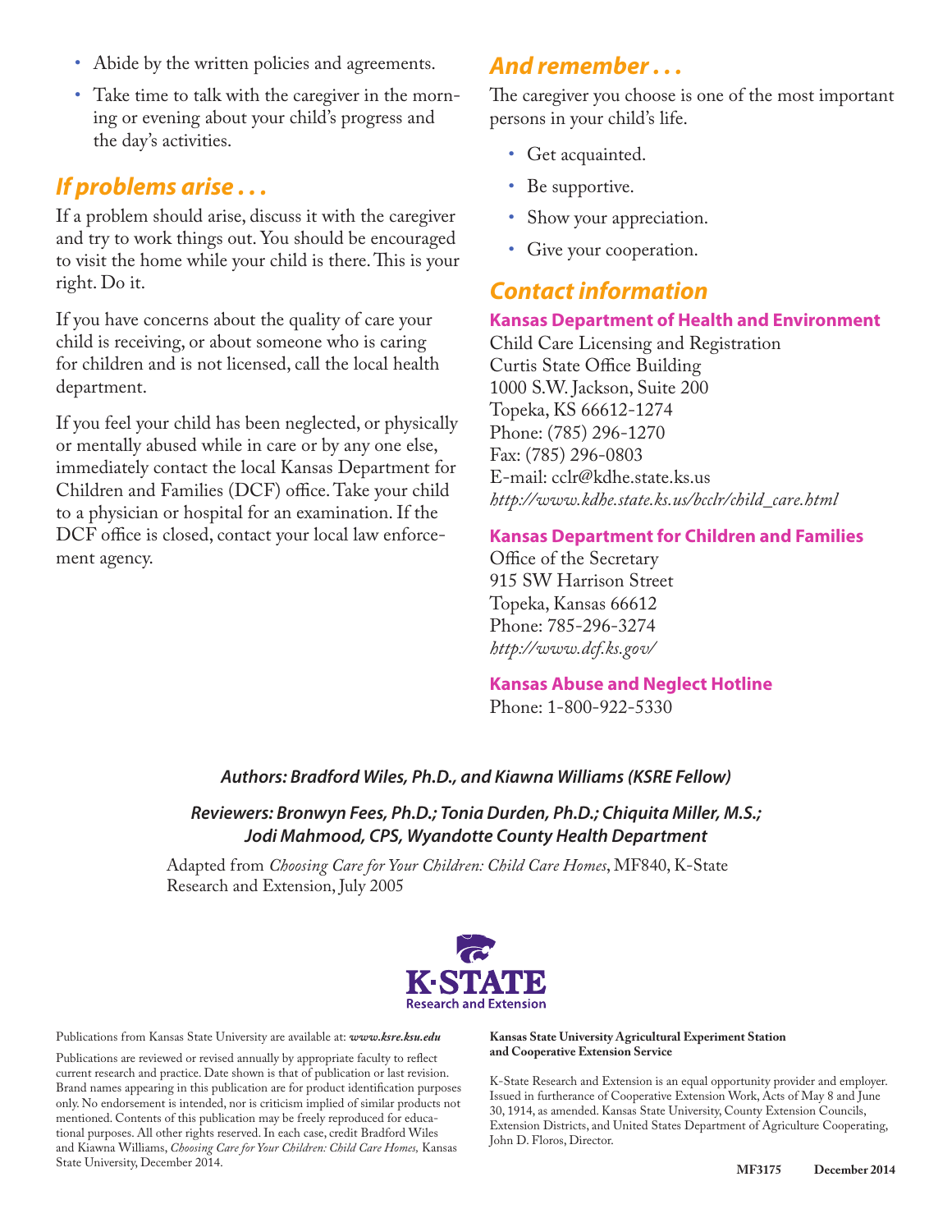- Abide by the written policies and agreements.
- Take time to talk with the caregiver in the morning or evening about your child's progress and the day's activities.

## *If problems arise . . .*

If a problem should arise, discuss it with the caregiver and try to work things out. You should be encouraged to visit the home while your child is there. This is your right. Do it.

If you have concerns about the quality of care your child is receiving, or about someone who is caring for children and is not licensed, call the local health department.

If you feel your child has been neglected, or physically or mentally abused while in care or by any one else, immediately contact the local Kansas Department for Children and Families (DCF) office. Take your child to a physician or hospital for an examination. If the DCF office is closed, contact your local law enforcement agency.

## *And remember . . .*

The caregiver you choose is one of the most important persons in your child's life.

- Get acquainted.
- Be supportive.
- Show your appreciation.
- Give your cooperation.

## *Contact information*

### Kansas Department of Health and Environment

Child Care Licensing and Registration
Curtis State Office Building
1000 S.W. Jackson, Suite 200
Topeka, KS 66612-1274
Phone: (785) 296-1270
Fax: (785) 296-0803
E-mail: cclr@kdhe.state.ks.us
*http://www.kdhe.state.ks.us/bcclr/child_care.html*

### Kansas Department for Children and Families

Office of the Secretary
915 SW Harrison Street
Topeka, Kansas 66612
Phone: 785-296-3274
*http://www.dcf.ks.gov/*

### Kansas Abuse and Neglect Hotline

Phone: 1-800-922-5330

***Authors: Bradford Wiles, Ph.D., and Kiawna Williams (KSRE Fellow)***

***Reviewers: Bronwyn Fees, Ph.D.; Tonia Durden, Ph.D.; Chiquita Miller, M.S.; Jodi Mahmood, CPS, Wyandotte County Health Department***

Adapted from *Choosing Care for Your Children: Child Care Homes*, MF840, K-State Research and Extension, July 2005

K-STATE Research and Extension

Publications from Kansas State University are available at: ***www.ksre.ksu.edu***

Publications are reviewed or revised annually by appropriate faculty to reflect current research and practice. Date shown is that of publication or last revision. Brand names appearing in this publication are for product identification purposes only. No endorsement is intended, nor is criticism implied of similar products not mentioned. Contents of this publication may be freely reproduced for educational purposes. All other rights reserved. In each case, credit Bradford Wiles and Kiawna Williams, *Choosing Care for Your Children: Child Care Homes,* Kansas State University, December 2014.

**Kansas State University Agricultural Experiment Station and Cooperative Extension Service**

K-State Research and Extension is an equal opportunity provider and employer. Issued in furtherance of Cooperative Extension Work, Acts of May 8 and June 30, 1914, as amended. Kansas State University, County Extension Councils, Extension Districts, and United States Department of Agriculture Cooperating, John D. Floros, Director.

**MF3175 December 2014**